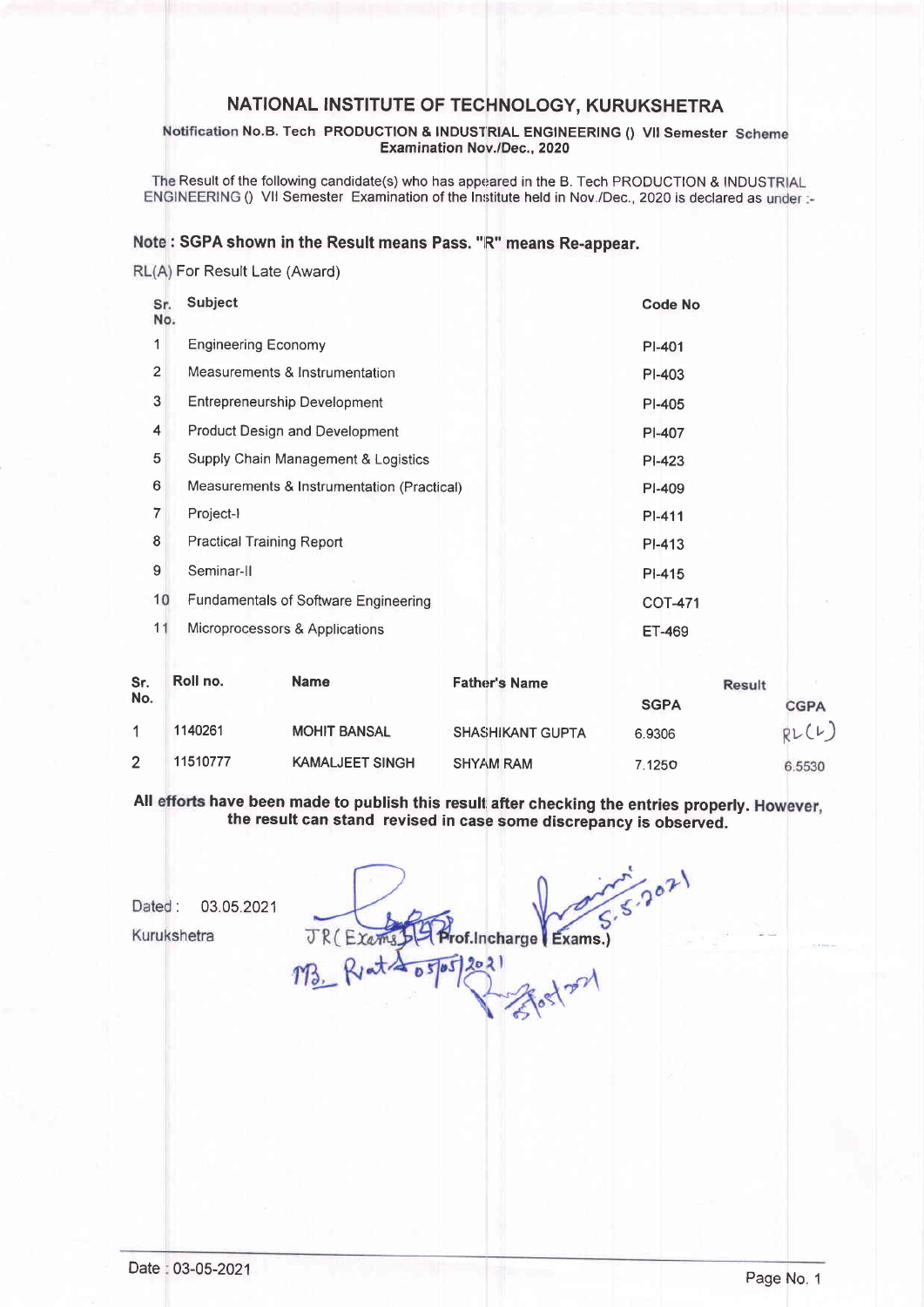# NATIONAL INSTITUTE OF TECHNOLOGY, KURUKSHETRA

Notification No.B. Tech PRODUCTION & INDUSTRIAL ENGINEERING () VII Semester Scheme Examination Nov./Dec., 2020

The Result of the following candidate(s) who has appeared in the B. Tech PRODUCTION & INDUSTRIAL ENGINEERING () VII Semester Examination of the Institute held in Nov./Dec., 2020 is declared as under :-

**Note : SGPA shown in the Result means Pass. "R" means Re-appear.**

RL(A) For Result Late (Award)

| Sr. No. | Subject | Code No |
|---|---|---|
| 1 | Engineering Economy | PI-401 |
| 2 | Measurements & Instrumentation | PI-403 |
| 3 | Entrepreneurship Development | PI-405 |
| 4 | Product Design and Development | PI-407 |
| 5 | Supply Chain Management & Logistics | PI-423 |
| 6 | Measurements & Instrumentation (Practical) | PI-409 |
| 7 | Project-I | PI-411 |
| 8 | Practical Training Report | PI-413 |
| 9 | Seminar-II | PI-415 |
| 10 | Fundamentals of Software Engineering | COT-471 |
| 11 | Microprocessors & Applications | ET-469 |

| Sr. No. | Roll no. | Name | Father's Name | Result | |
|---|---|---|---|---|---|
| | | | | SGPA | CGPA |
| 1 | 1140261 | MOHIT BANSAL | SHASHIKANT GUPTA | 6.9306 | RL(L) |
| 2 | 11510777 | KAMALJEET SINGH | SHYAM RAM | 7.1250 | 6.5530 |

**All efforts have been made to publish this result after checking the entries properly. However, the result can stand revised in case some discrepancy is observed.**

Dated : 03.05.2021

Kurukshetra

JR(Exams) Prof.Incharge (Exams.) 5.5.2021

MB. Rawat 05/05/2021

Date : 03-05-2021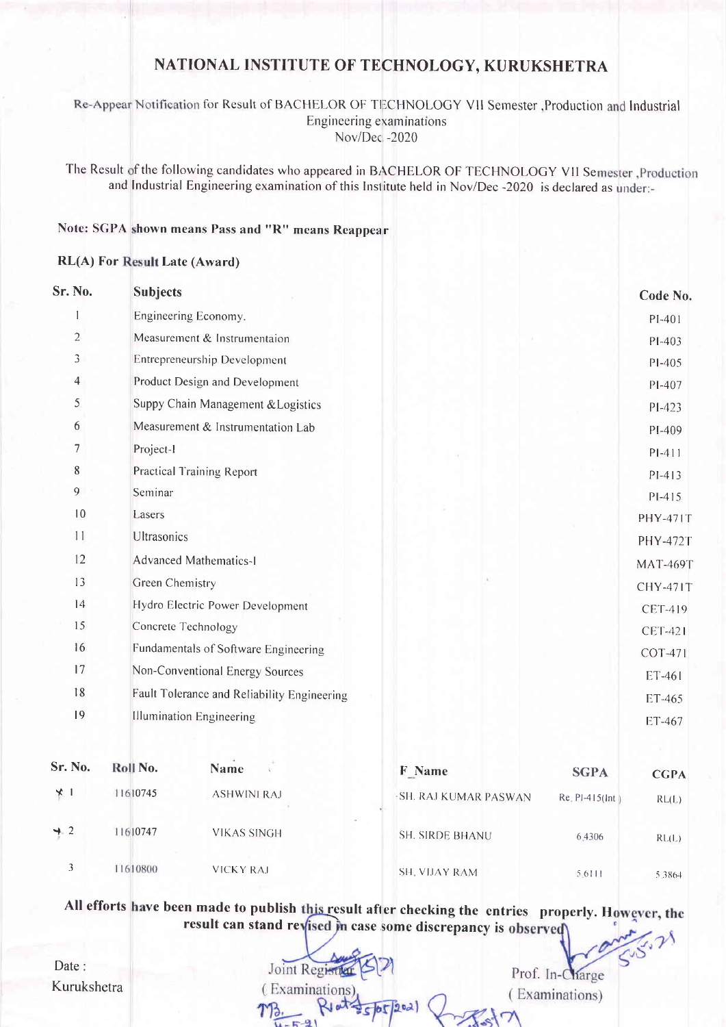# NATIONAL INSTITUTE OF TECHNOLOGY, KURUKSHETRA

Re-Appear Notification for Result of BACHELOR OF TECHNOLOGY VII Semester ,Production and Industrial Engineering examinations
Nov/Dec -2020

The Result of the following candidates who appeared in BACHELOR OF TECHNOLOGY VII Semester ,Production and Industrial Engineering examination of this Institute held in Nov/Dec -2020 is declared as under:-

**Note: SGPA shown means Pass and "R" means Reappear**

**RL(A) For Result Late (Award)**

| Sr. No. | Subjects | Code No. |
|---|---|---|
| 1 | Engineering Economy. | PI-401 |
| 2 | Measurement & Instrumentaion | PI-403 |
| 3 | Entrepreneurship Development | PI-405 |
| 4 | Product Design and Development | PI-407 |
| 5 | Suppy Chain Management &Logistics | PI-423 |
| 6 | Measurement & Instrumentation Lab | PI-409 |
| 7 | Project-I | PI-411 |
| 8 | Practical Training Report | PI-413 |
| 9 | Seminar | PI-415 |
| 10 | Lasers | PHY-471T |
| 11 | Ultrasonics | PHY-472T |
| 12 | Advanced Mathematics-I | MAT-469T |
| 13 | Green Chemistry | CHY-471T |
| 14 | Hydro Electric Power Development | CET-419 |
| 15 | Concrete Technology | CET-421 |
| 16 | Fundamentals of Software Engineering | COT-471 |
| 17 | Non-Conventional Energy Sources | ET-461 |
| 18 | Fault Tolerance and Reliability Engineering | ET-465 |
| 19 | Illumination Engineering | ET-467 |

| Sr. No. | Roll No. | Name | F_Name | SGPA | CGPA |
|---|---|---|---|---|---|
| 1 | 11610745 | ASHWINI RAJ | SH. RAJ KUMAR PASWAN | Re. PI-415(Int ) | RL(L) |
| 2 | 11610747 | VIKAS SINGH | SH. SIRDE BHANU | 6.4306 | RL(L) |
| 3 | 11610800 | VICKY RAJ | SH. VIJAY RAM | 5.6111 | 5.3864 |

**All efforts have been made to publish this result after checking the entries properly. However, the result can stand revised in case some discrepancy is observed**

Date :
Kurukshetra

Joint Registrar
( Examinations)

Prof. In-Charge
( Examinations)